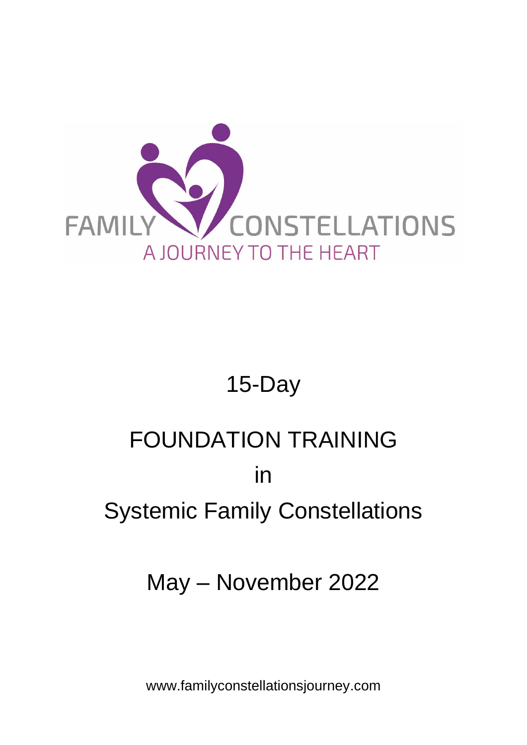FAMILY CONSTELLATIONS

A JOURNEY TO THE HEART

# 15-Day

# FOUNDATION TRAINING
# in
# Systemic Family Constellations

## May – November 2022

www.familyconstellationsjourney.com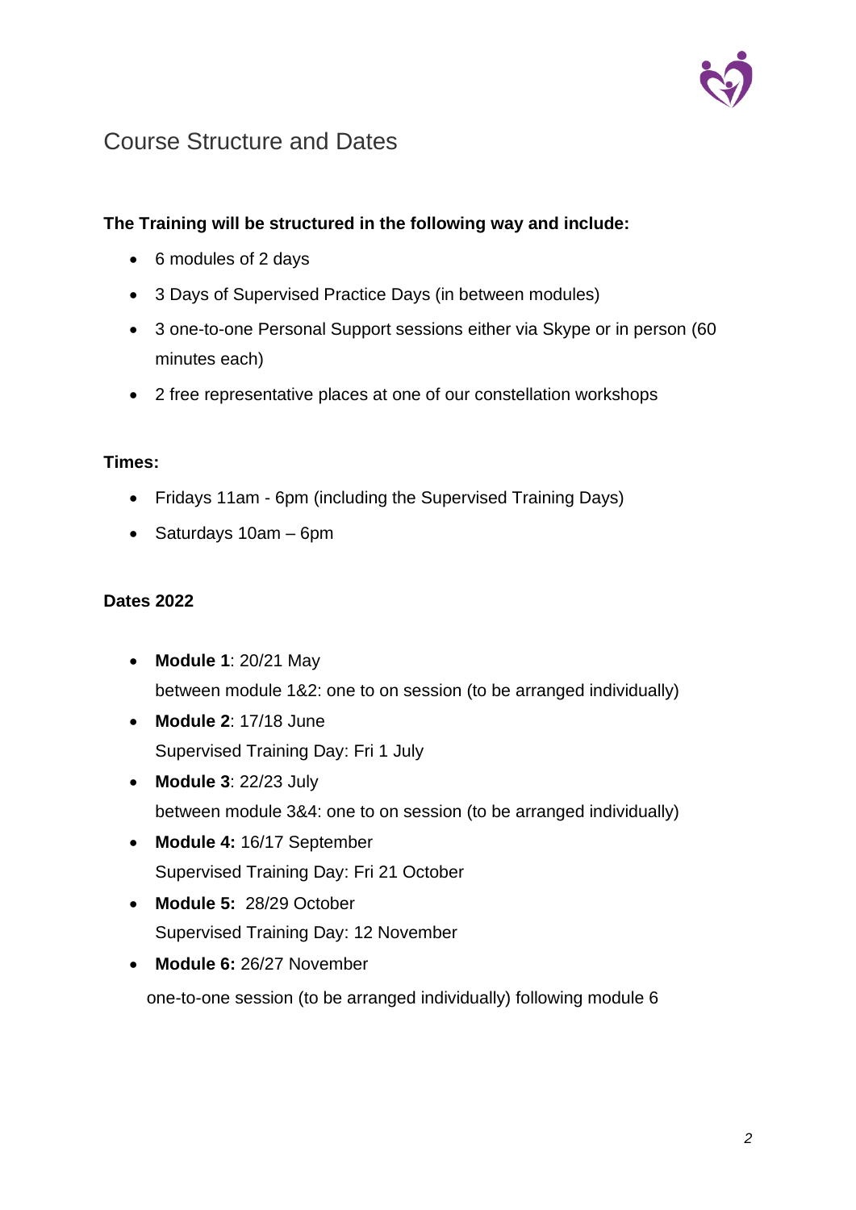# Course Structure and Dates

**The Training will be structured in the following way and include:**

- 6 modules of 2 days
- 3 Days of Supervised Practice Days (in between modules)
- 3 one-to-one Personal Support sessions either via Skype or in person (60 minutes each)
- 2 free representative places at one of our constellation workshops

**Times:**

- Fridays 11am - 6pm (including the Supervised Training Days)
- Saturdays 10am – 6pm

**Dates 2022**

- **Module 1**: 20/21 May
  between module 1&2: one to on session (to be arranged individually)
- **Module 2**: 17/18 June
  Supervised Training Day: Fri 1 July
- **Module 3**: 22/23 July
  between module 3&4: one to on session (to be arranged individually)
- **Module 4:** 16/17 September
  Supervised Training Day: Fri 21 October
- **Module 5:** 28/29 October
  Supervised Training Day: 12 November
- **Module 6:** 26/27 November

one-to-one session (to be arranged individually) following module 6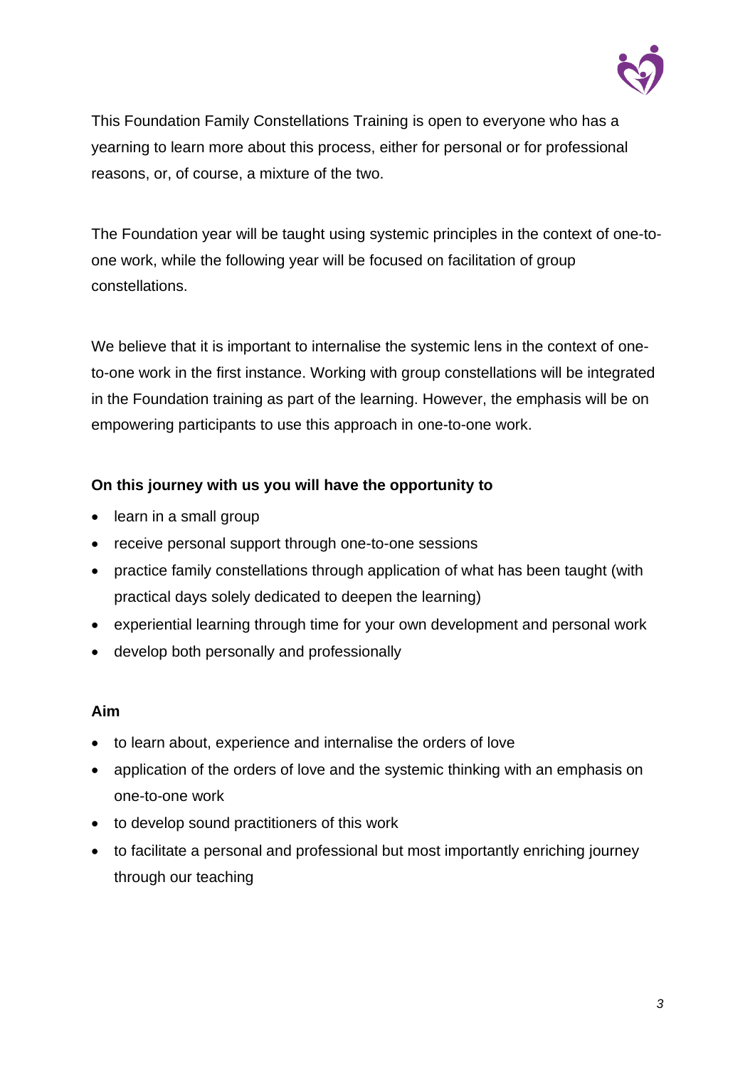This Foundation Family Constellations Training is open to everyone who has a yearning to learn more about this process, either for personal or for professional reasons, or, of course, a mixture of the two.

The Foundation year will be taught using systemic principles in the context of one-to-one work, while the following year will be focused on facilitation of group constellations.

We believe that it is important to internalise the systemic lens in the context of one-to-one work in the first instance. Working with group constellations will be integrated in the Foundation training as part of the learning. However, the emphasis will be on empowering participants to use this approach in one-to-one work.

**On this journey with us you will have the opportunity to**

- learn in a small group
- receive personal support through one-to-one sessions
- practice family constellations through application of what has been taught (with practical days solely dedicated to deepen the learning)
- experiential learning through time for your own development and personal work
- develop both personally and professionally

**Aim**

- to learn about, experience and internalise the orders of love
- application of the orders of love and the systemic thinking with an emphasis on one-to-one work
- to develop sound practitioners of this work
- to facilitate a personal and professional but most importantly enriching journey through our teaching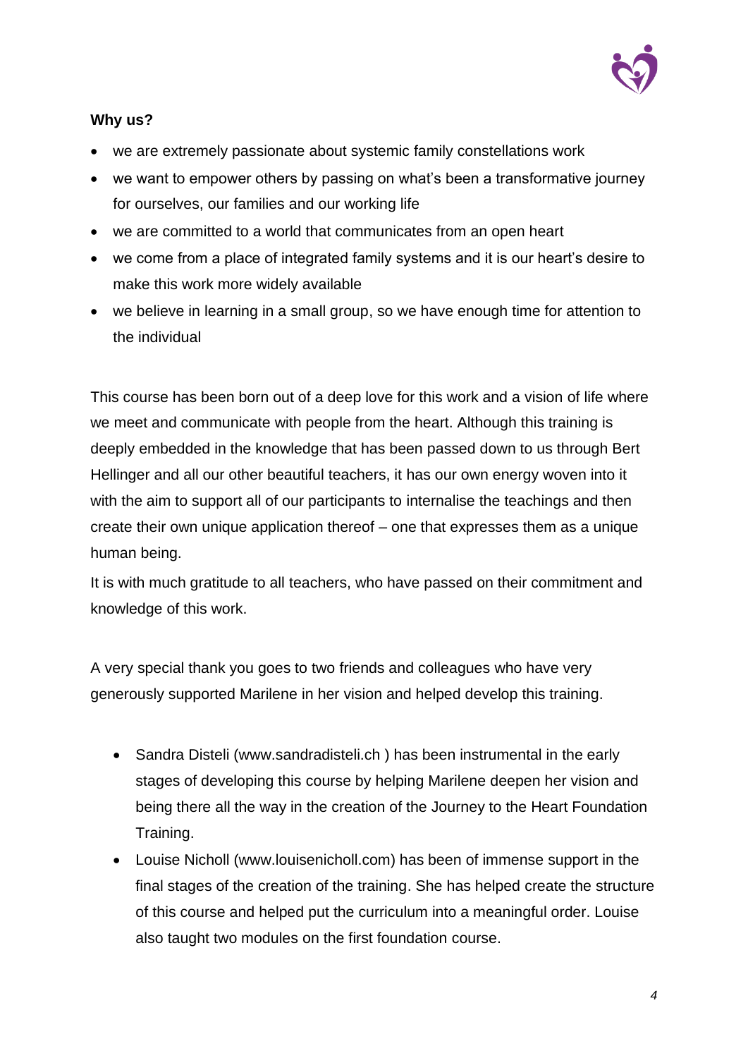**Why us?**

- we are extremely passionate about systemic family constellations work
- we want to empower others by passing on what's been a transformative journey for ourselves, our families and our working life
- we are committed to a world that communicates from an open heart
- we come from a place of integrated family systems and it is our heart's desire to make this work more widely available
- we believe in learning in a small group, so we have enough time for attention to the individual

This course has been born out of a deep love for this work and a vision of life where we meet and communicate with people from the heart. Although this training is deeply embedded in the knowledge that has been passed down to us through Bert Hellinger and all our other beautiful teachers, it has our own energy woven into it with the aim to support all of our participants to internalise the teachings and then create their own unique application thereof – one that expresses them as a unique human being.

It is with much gratitude to all teachers, who have passed on their commitment and knowledge of this work.

A very special thank you goes to two friends and colleagues who have very generously supported Marilene in her vision and helped develop this training.

- Sandra Disteli (www.sandradisteli.ch ) has been instrumental in the early stages of developing this course by helping Marilene deepen her vision and being there all the way in the creation of the Journey to the Heart Foundation Training.
- Louise Nicholl (www.louisenicholl.com) has been of immense support in the final stages of the creation of the training. She has helped create the structure of this course and helped put the curriculum into a meaningful order. Louise also taught two modules on the first foundation course.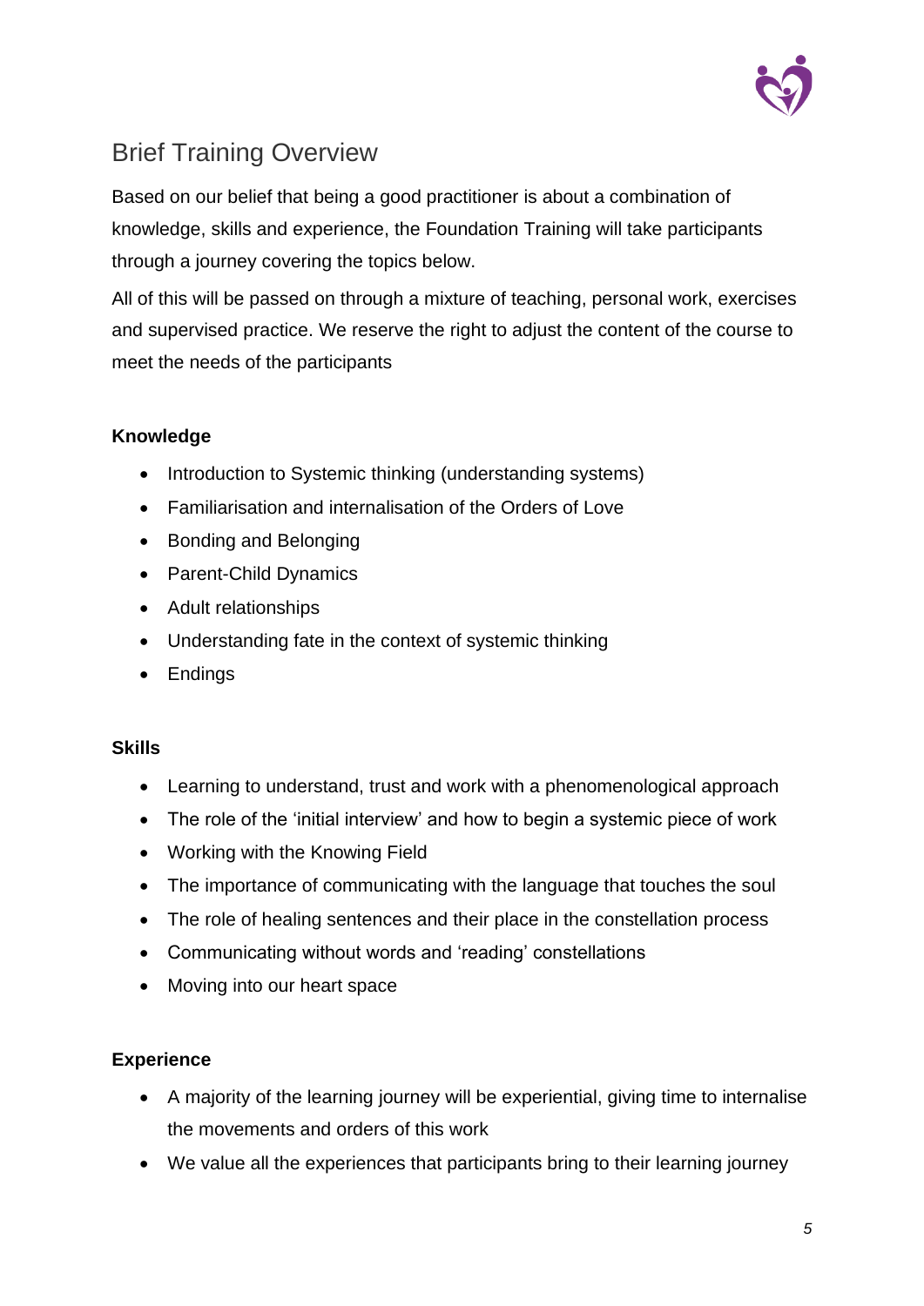## Brief Training Overview

Based on our belief that being a good practitioner is about a combination of knowledge, skills and experience, the Foundation Training will take participants through a journey covering the topics below.

All of this will be passed on through a mixture of teaching, personal work, exercises and supervised practice. We reserve the right to adjust the content of the course to meet the needs of the participants

**Knowledge**

- Introduction to Systemic thinking (understanding systems)
- Familiarisation and internalisation of the Orders of Love
- Bonding and Belonging
- Parent-Child Dynamics
- Adult relationships
- Understanding fate in the context of systemic thinking
- Endings

**Skills**

- Learning to understand, trust and work with a phenomenological approach
- The role of the 'initial interview' and how to begin a systemic piece of work
- Working with the Knowing Field
- The importance of communicating with the language that touches the soul
- The role of healing sentences and their place in the constellation process
- Communicating without words and 'reading' constellations
- Moving into our heart space

**Experience**

- A majority of the learning journey will be experiential, giving time to internalise the movements and orders of this work
- We value all the experiences that participants bring to their learning journey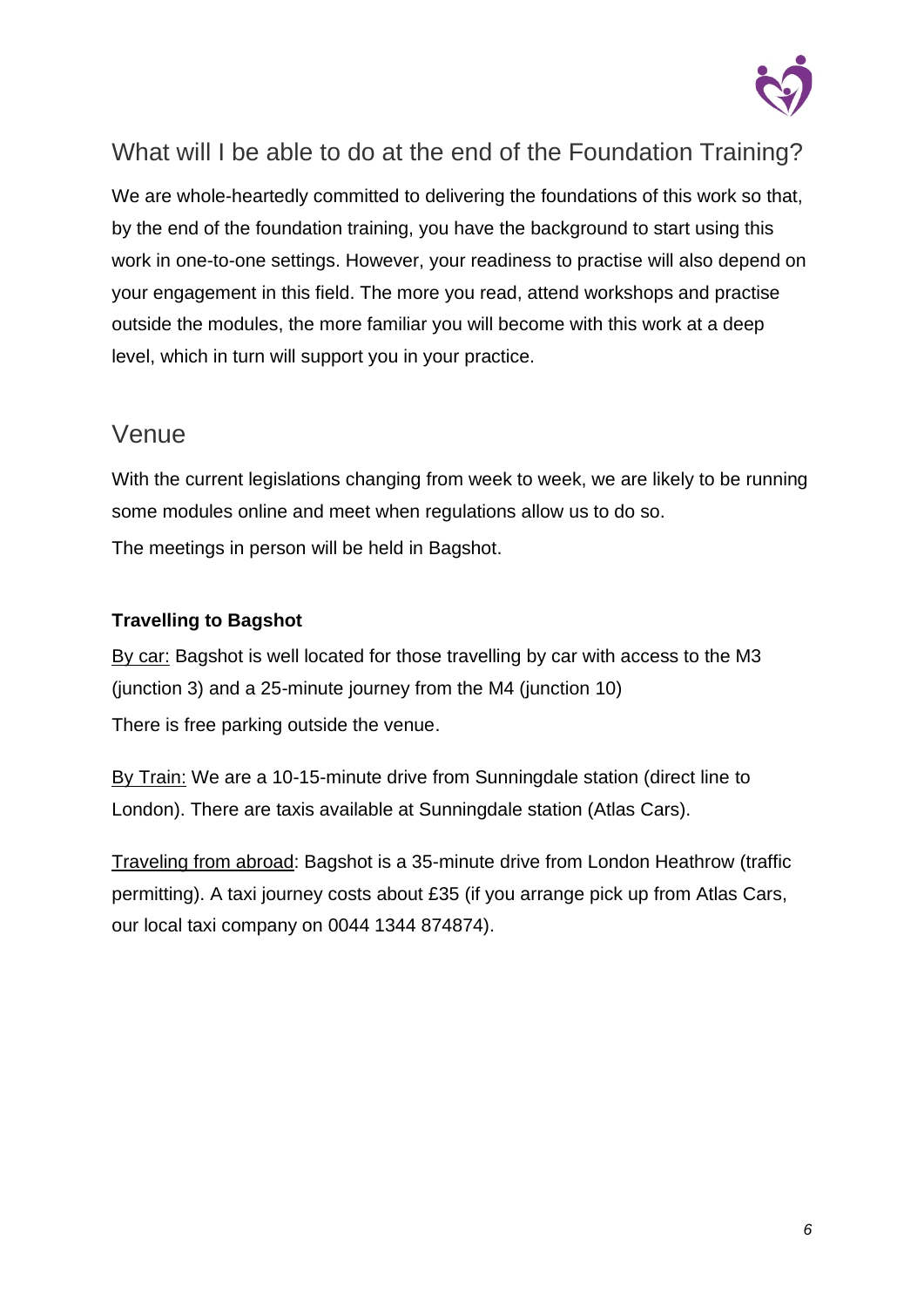## What will I be able to do at the end of the Foundation Training?

We are whole-heartedly committed to delivering the foundations of this work so that, by the end of the foundation training, you have the background to start using this work in one-to-one settings. However, your readiness to practise will also depend on your engagement in this field. The more you read, attend workshops and practise outside the modules, the more familiar you will become with this work at a deep level, which in turn will support you in your practice.

## Venue

With the current legislations changing from week to week, we are likely to be running some modules online and meet when regulations allow us to do so.

The meetings in person will be held in Bagshot.

**Travelling to Bagshot**

By car: Bagshot is well located for those travelling by car with access to the M3 (junction 3) and a 25-minute journey from the M4 (junction 10)

There is free parking outside the venue.

By Train: We are a 10-15-minute drive from Sunningdale station (direct line to London). There are taxis available at Sunningdale station (Atlas Cars).

Traveling from abroad: Bagshot is a 35-minute drive from London Heathrow (traffic permitting). A taxi journey costs about £35 (if you arrange pick up from Atlas Cars, our local taxi company on 0044 1344 874874).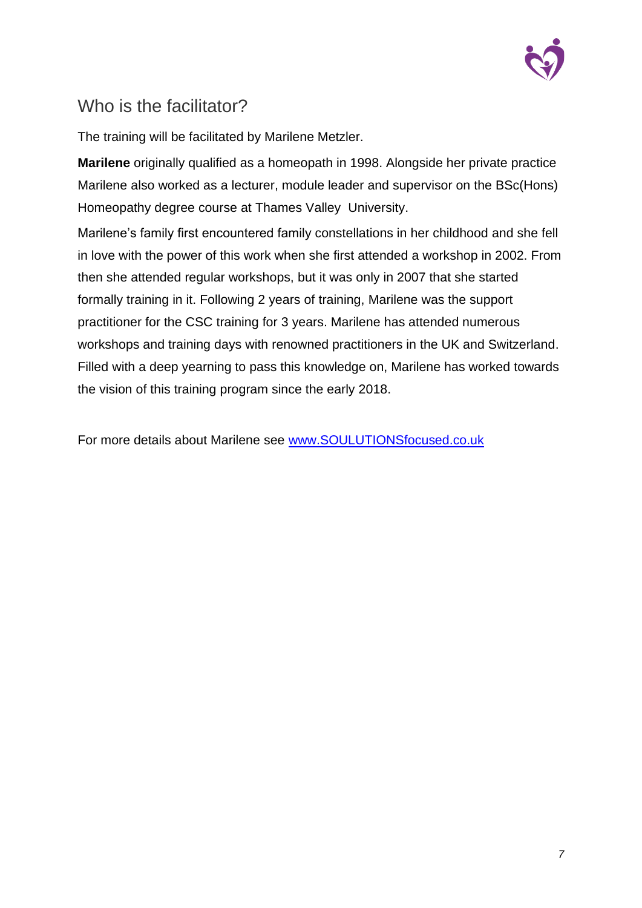## Who is the facilitator?

The training will be facilitated by Marilene Metzler.

**Marilene** originally qualified as a homeopath in 1998. Alongside her private practice Marilene also worked as a lecturer, module leader and supervisor on the BSc(Hons) Homeopathy degree course at Thames Valley University.

Marilene's family first encountered family constellations in her childhood and she fell in love with the power of this work when she first attended a workshop in 2002. From then she attended regular workshops, but it was only in 2007 that she started formally training in it. Following 2 years of training, Marilene was the support practitioner for the CSC training for 3 years. Marilene has attended numerous workshops and training days with renowned practitioners in the UK and Switzerland. Filled with a deep yearning to pass this knowledge on, Marilene has worked towards the vision of this training program since the early 2018.

For more details about Marilene see [www.SOULUTIONSfocused.co.uk](www.SOULUTIONSfocused.co.uk)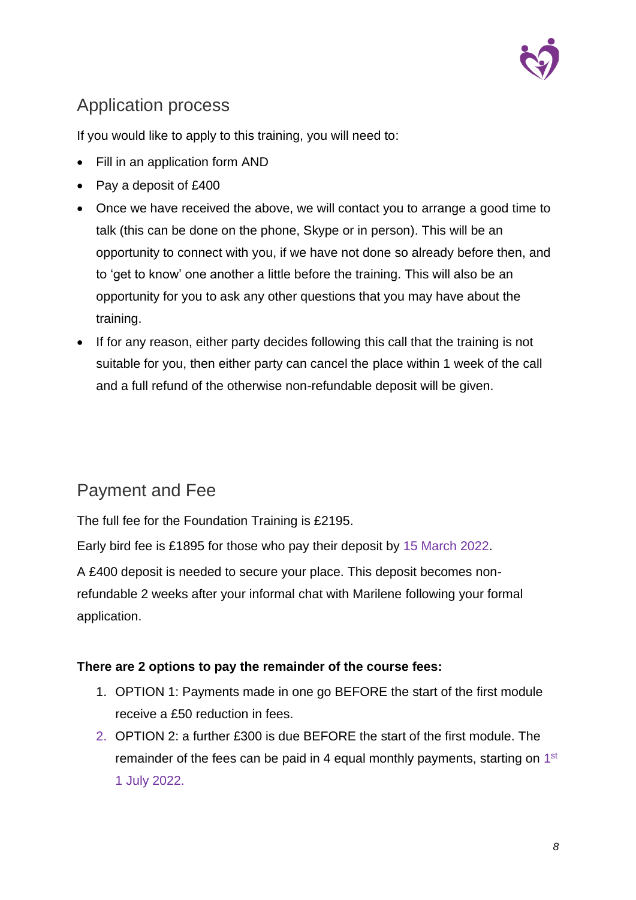## Application process

If you would like to apply to this training, you will need to:

- Fill in an application form AND
- Pay a deposit of £400
- Once we have received the above, we will contact you to arrange a good time to talk (this can be done on the phone, Skype or in person). This will be an opportunity to connect with you, if we have not done so already before then, and to 'get to know' one another a little before the training. This will also be an opportunity for you to ask any other questions that you may have about the training.
- If for any reason, either party decides following this call that the training is not suitable for you, then either party can cancel the place within 1 week of the call and a full refund of the otherwise non-refundable deposit will be given.

## Payment and Fee

The full fee for the Foundation Training is £2195.

Early bird fee is £1895 for those who pay their deposit by 15 March 2022.

A £400 deposit is needed to secure your place. This deposit becomes non-refundable 2 weeks after your informal chat with Marilene following your formal application.

**There are 2 options to pay the remainder of the course fees:**

1. OPTION 1: Payments made in one go BEFORE the start of the first module receive a £50 reduction in fees.
2. OPTION 2: a further £300 is due BEFORE the start of the first module. The remainder of the fees can be paid in 4 equal monthly payments, starting on 1st 1 July 2022.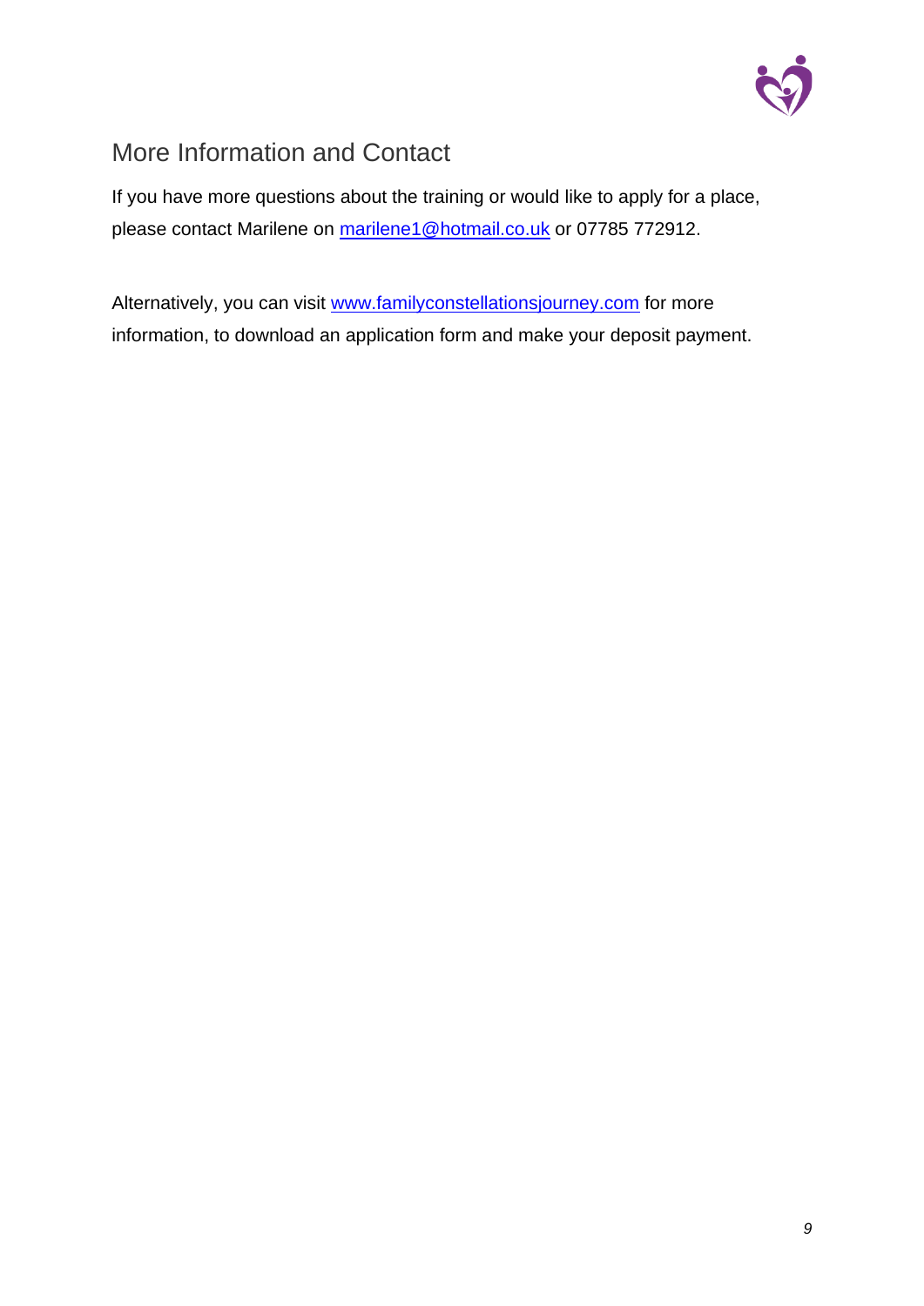## More Information and Contact

If you have more questions about the training or would like to apply for a place, please contact Marilene on marilene1@hotmail.co.uk or 07785 772912.

Alternatively, you can visit www.familyconstellationsjourney.com for more information, to download an application form and make your deposit payment.